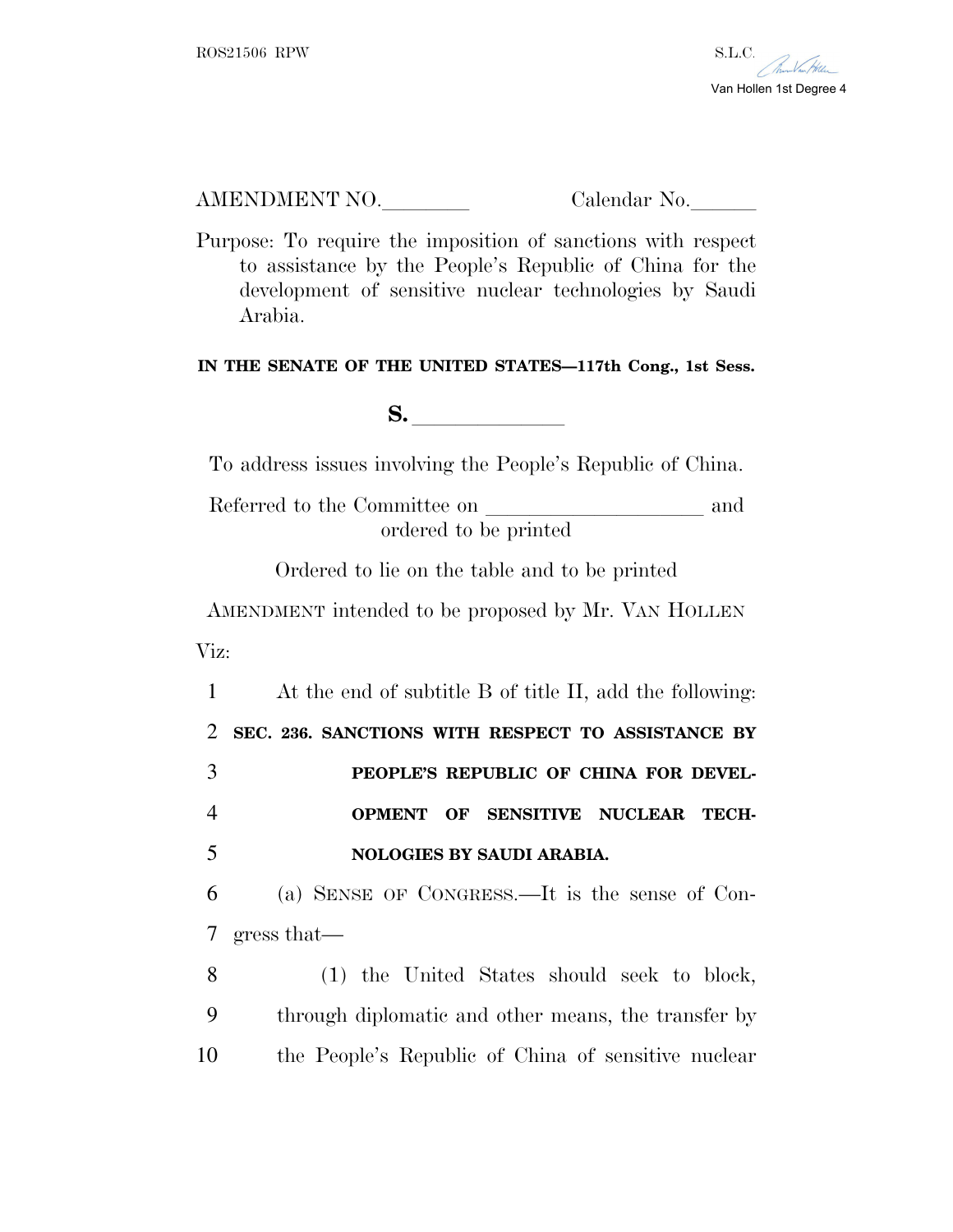ROS21506 RPW

S.L.C.

Van Hollen 1st Degree 4

AMENDMENT NO.________ Calendar No.______

Purpose: To require the imposition of sanctions with respect to assistance by the People's Republic of China for the development of sensitive nuclear technologies by Saudi Arabia.

**IN THE SENATE OF THE UNITED STATES—117th Cong., 1st Sess.**

**S.** ______________

To address issues involving the People's Republic of China.

Referred to the Committee on ____________________ and ordered to be printed

Ordered to lie on the table and to be printed

AMENDMENT intended to be proposed by Mr. VAN HOLLEN

Viz:

1 At the end of subtitle B of title II, add the following:

2 **SEC. 236. SANCTIONS WITH RESPECT TO ASSISTANCE BY**
3 **PEOPLE'S REPUBLIC OF CHINA FOR DEVEL-**
4 **OPMENT OF SENSITIVE NUCLEAR TECH-**
5 **NOLOGIES BY SAUDI ARABIA.**

6 (a) SENSE OF CONGRESS.—It is the sense of Con-
7 gress that—

8 (1) the United States should seek to block,
9 through diplomatic and other means, the transfer by
10 the People's Republic of China of sensitive nuclear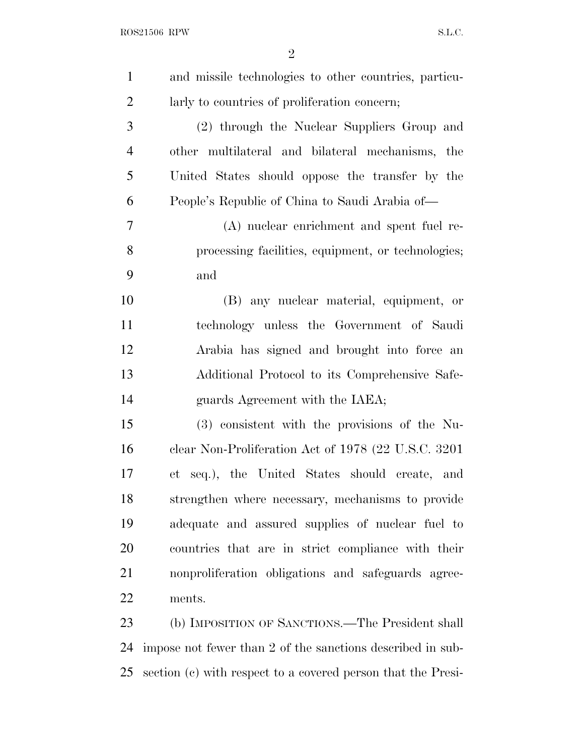and missile technologies to other countries, particularly to countries of proliferation concern;

(2) through the Nuclear Suppliers Group and other multilateral and bilateral mechanisms, the United States should oppose the transfer by the People's Republic of China to Saudi Arabia of—

(A) nuclear enrichment and spent fuel reprocessing facilities, equipment, or technologies; and

(B) any nuclear material, equipment, or technology unless the Government of Saudi Arabia has signed and brought into force an Additional Protocol to its Comprehensive Safeguards Agreement with the IAEA;

(3) consistent with the provisions of the Nuclear Non-Proliferation Act of 1978 (22 U.S.C. 3201 et seq.), the United States should create, and strengthen where necessary, mechanisms to provide adequate and assured supplies of nuclear fuel to countries that are in strict compliance with their nonproliferation obligations and safeguards agreements.

(b) IMPOSITION OF SANCTIONS.—The President shall impose not fewer than 2 of the sanctions described in subsection (c) with respect to a covered person that the Presi-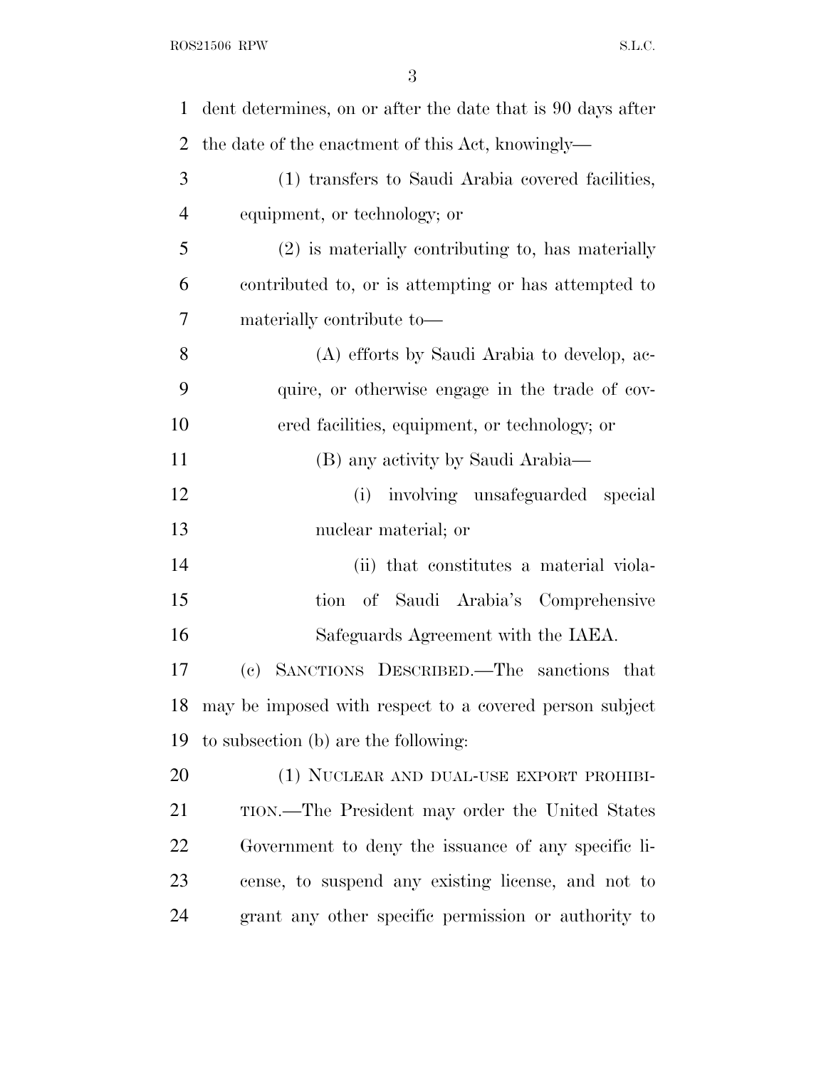dent determines, on or after the date that is 90 days after the date of the enactment of this Act, knowingly—

(1) transfers to Saudi Arabia covered facilities, equipment, or technology; or

(2) is materially contributing to, has materially contributed to, or is attempting or has attempted to materially contribute to—

(A) efforts by Saudi Arabia to develop, acquire, or otherwise engage in the trade of covered facilities, equipment, or technology; or

(B) any activity by Saudi Arabia—

(i) involving unsafeguarded special nuclear material; or

(ii) that constitutes a material violation of Saudi Arabia's Comprehensive Safeguards Agreement with the IAEA.

(c) SANCTIONS DESCRIBED.—The sanctions that may be imposed with respect to a covered person subject to subsection (b) are the following:

(1) NUCLEAR AND DUAL-USE EXPORT PROHIBITION.—The President may order the United States Government to deny the issuance of any specific license, to suspend any existing license, and not to grant any other specific permission or authority to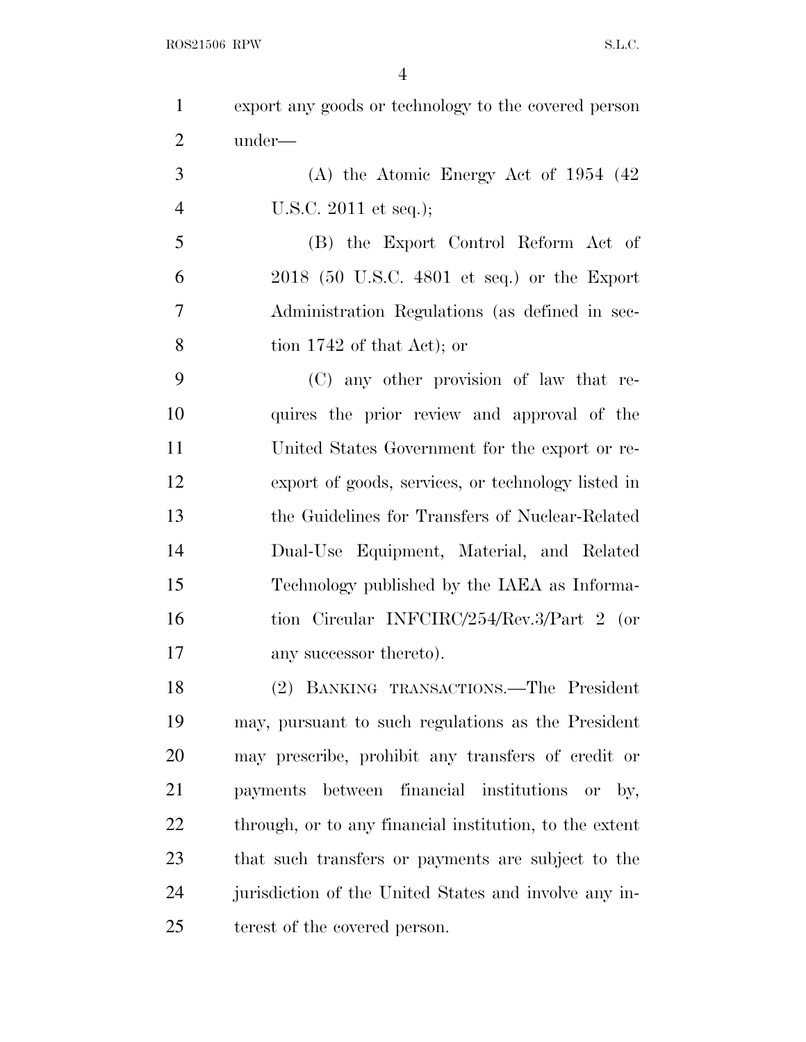export any goods or technology to the covered person under—

(A) the Atomic Energy Act of 1954 (42 U.S.C. 2011 et seq.);

(B) the Export Control Reform Act of 2018 (50 U.S.C. 4801 et seq.) or the Export Administration Regulations (as defined in section 1742 of that Act); or

(C) any other provision of law that requires the prior review and approval of the United States Government for the export or reexport of goods, services, or technology listed in the Guidelines for Transfers of Nuclear-Related Dual-Use Equipment, Material, and Related Technology published by the IAEA as Information Circular INFCIRC/254/Rev.3/Part 2 (or any successor thereto).

(2) BANKING TRANSACTIONS.—The President may, pursuant to such regulations as the President may prescribe, prohibit any transfers of credit or payments between financial institutions or by, through, or to any financial institution, to the extent that such transfers or payments are subject to the jurisdiction of the United States and involve any interest of the covered person.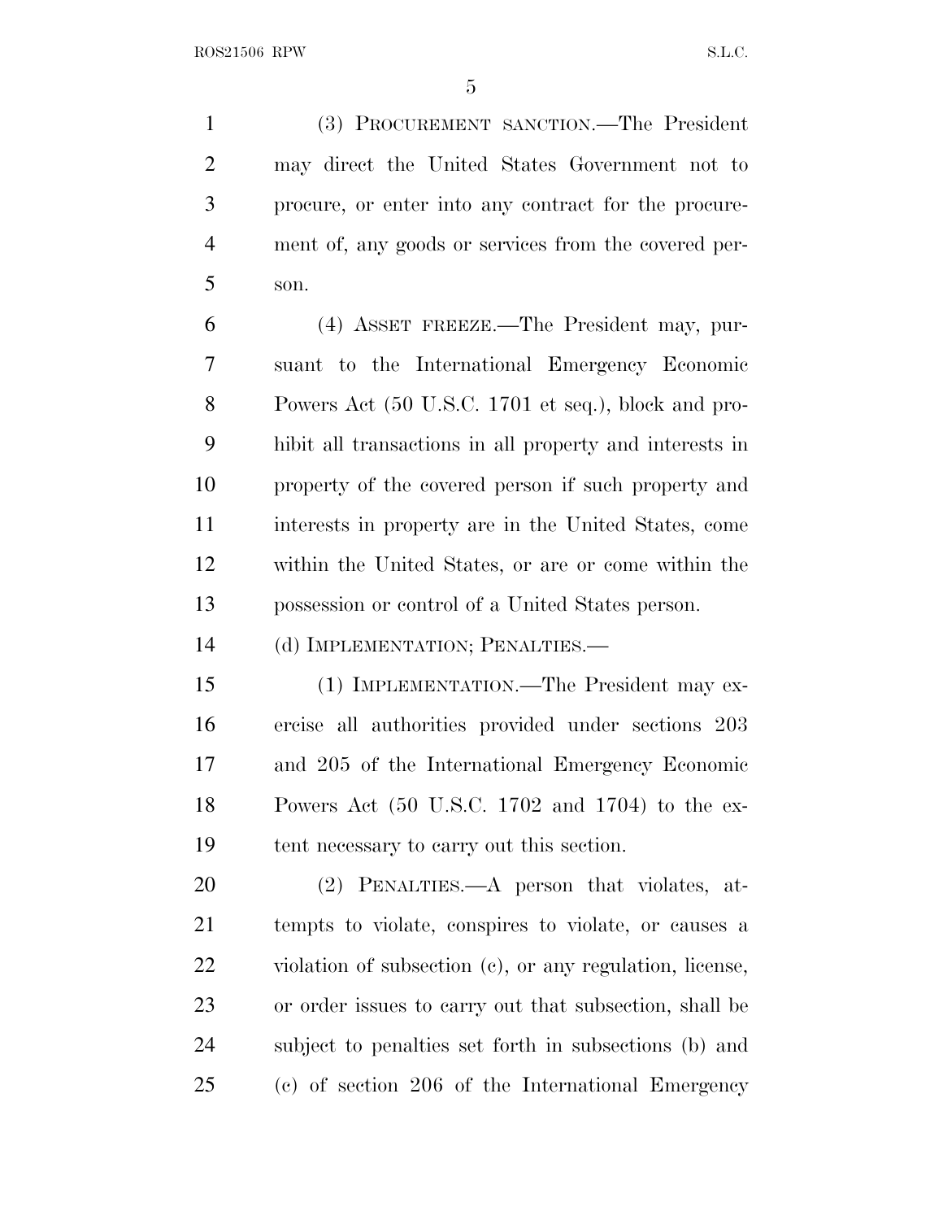(3) PROCUREMENT SANCTION.—The President may direct the United States Government not to procure, or enter into any contract for the procurement of, any goods or services from the covered person.

(4) ASSET FREEZE.—The President may, pursuant to the International Emergency Economic Powers Act (50 U.S.C. 1701 et seq.), block and prohibit all transactions in all property and interests in property of the covered person if such property and interests in property are in the United States, come within the United States, or are or come within the possession or control of a United States person.

(d) IMPLEMENTATION; PENALTIES.—

(1) IMPLEMENTATION.—The President may exercise all authorities provided under sections 203 and 205 of the International Emergency Economic Powers Act (50 U.S.C. 1702 and 1704) to the extent necessary to carry out this section.

(2) PENALTIES.—A person that violates, attempts to violate, conspires to violate, or causes a violation of subsection (c), or any regulation, license, or order issues to carry out that subsection, shall be subject to penalties set forth in subsections (b) and (c) of section 206 of the International Emergency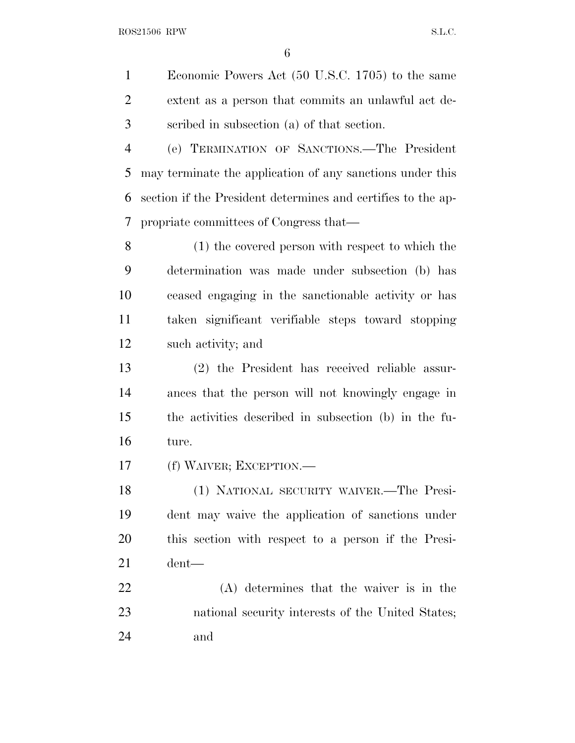Economic Powers Act (50 U.S.C. 1705) to the same extent as a person that commits an unlawful act described in subsection (a) of that section.

(e) TERMINATION OF SANCTIONS.—The President may terminate the application of any sanctions under this section if the President determines and certifies to the appropriate committees of Congress that—

(1) the covered person with respect to which the determination was made under subsection (b) has ceased engaging in the sanctionable activity or has taken significant verifiable steps toward stopping such activity; and

(2) the President has received reliable assurances that the person will not knowingly engage in the activities described in subsection (b) in the future.

(f) WAIVER; EXCEPTION.—

(1) NATIONAL SECURITY WAIVER.—The President may waive the application of sanctions under this section with respect to a person if the President—

(A) determines that the waiver is in the national security interests of the United States; and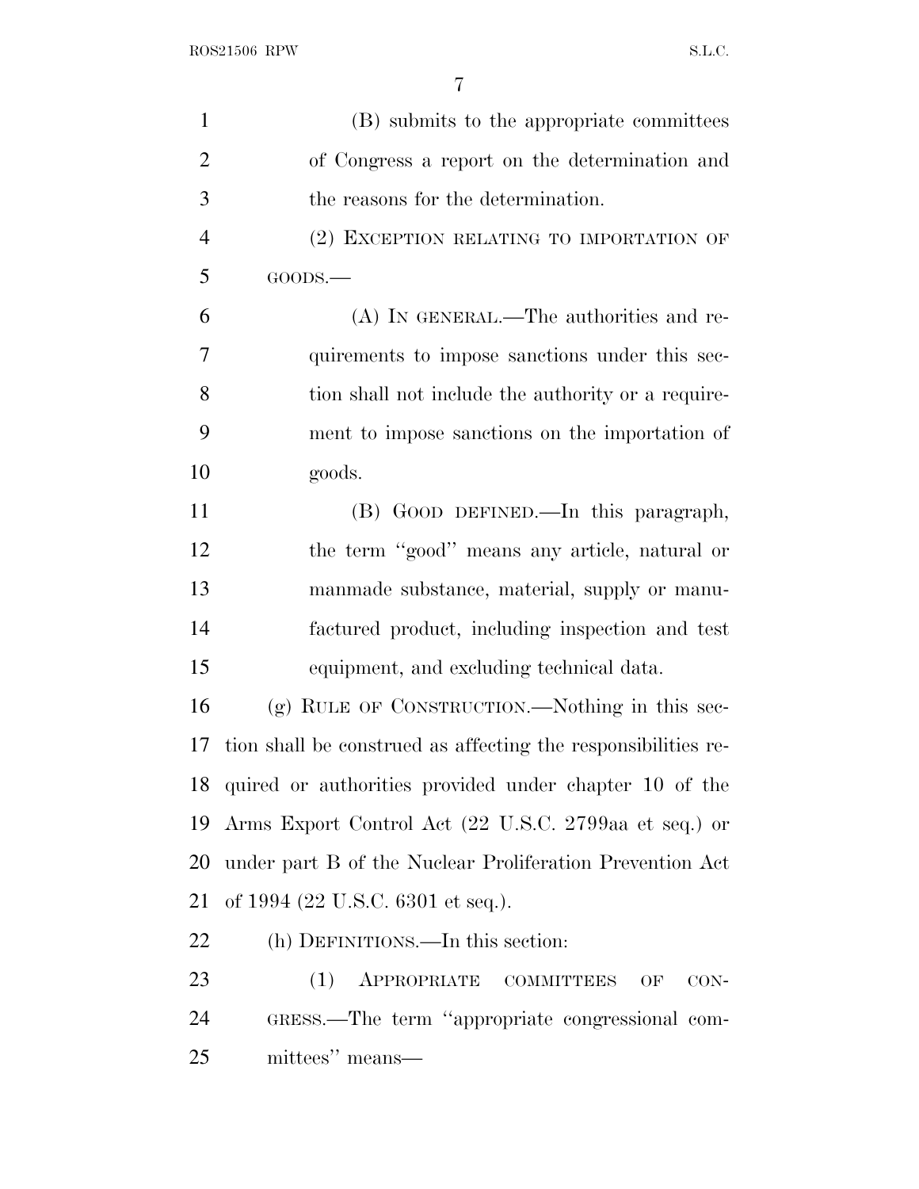(B) submits to the appropriate committees of Congress a report on the determination and the reasons for the determination.

(2) EXCEPTION RELATING TO IMPORTATION OF GOODS.—

(A) IN GENERAL.—The authorities and requirements to impose sanctions under this section shall not include the authority or a requirement to impose sanctions on the importation of goods.

(B) GOOD DEFINED.—In this paragraph, the term "good" means any article, natural or manmade substance, material, supply or manufactured product, including inspection and test equipment, and excluding technical data.

(g) RULE OF CONSTRUCTION.—Nothing in this section shall be construed as affecting the responsibilities required or authorities provided under chapter 10 of the Arms Export Control Act (22 U.S.C. 2799aa et seq.) or under part B of the Nuclear Proliferation Prevention Act of 1994 (22 U.S.C. 6301 et seq.).

(h) DEFINITIONS.—In this section:

(1) APPROPRIATE COMMITTEES OF CONGRESS.—The term "appropriate congressional committees" means—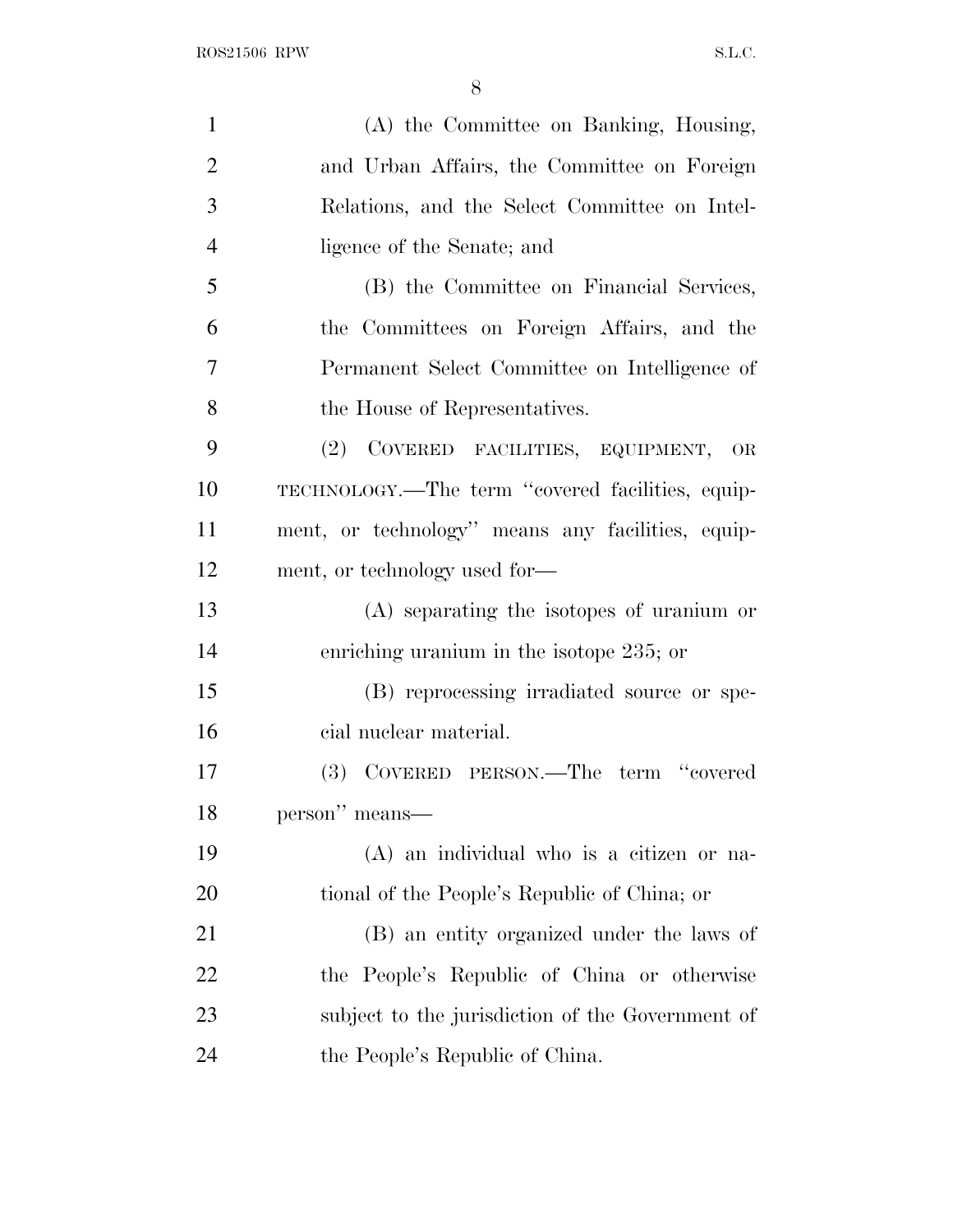(A) the Committee on Banking, Housing, and Urban Affairs, the Committee on Foreign Relations, and the Select Committee on Intelligence of the Senate; and

(B) the Committee on Financial Services, the Committees on Foreign Affairs, and the Permanent Select Committee on Intelligence of the House of Representatives.

(2) COVERED FACILITIES, EQUIPMENT, OR TECHNOLOGY.—The term "covered facilities, equipment, or technology" means any facilities, equipment, or technology used for—

(A) separating the isotopes of uranium or enriching uranium in the isotope 235; or

(B) reprocessing irradiated source or special nuclear material.

(3) COVERED PERSON.—The term "covered person" means—

(A) an individual who is a citizen or national of the People's Republic of China; or

(B) an entity organized under the laws of the People's Republic of China or otherwise subject to the jurisdiction of the Government of the People's Republic of China.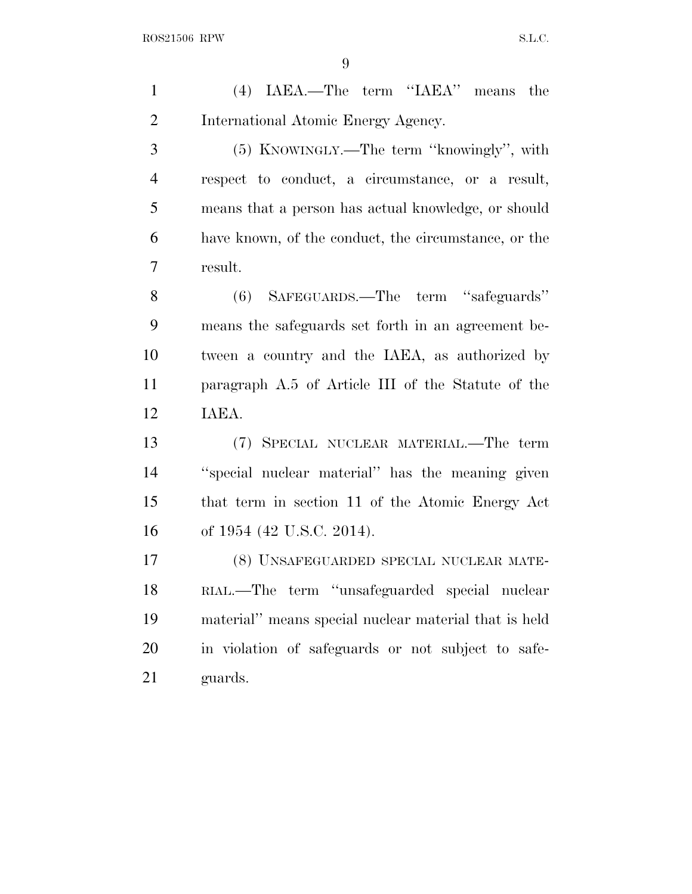(4) IAEA.—The term "IAEA" means the International Atomic Energy Agency.

(5) KNOWINGLY.—The term "knowingly", with respect to conduct, a circumstance, or a result, means that a person has actual knowledge, or should have known, of the conduct, the circumstance, or the result.

(6) SAFEGUARDS.—The term "safeguards" means the safeguards set forth in an agreement between a country and the IAEA, as authorized by paragraph A.5 of Article III of the Statute of the IAEA.

(7) SPECIAL NUCLEAR MATERIAL.—The term "special nuclear material" has the meaning given that term in section 11 of the Atomic Energy Act of 1954 (42 U.S.C. 2014).

(8) UNSAFEGUARDED SPECIAL NUCLEAR MATERIAL.—The term "unsafeguarded special nuclear material" means special nuclear material that is held in violation of safeguards or not subject to safeguards.